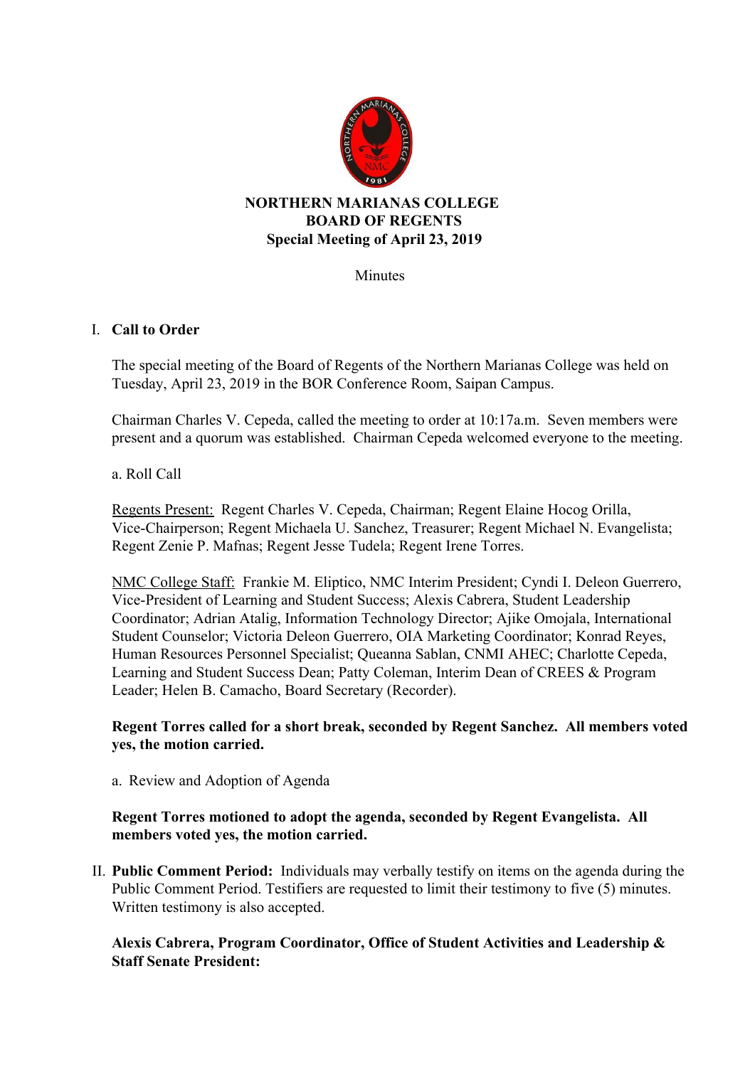**NORTHERN MARIANAS COLLEGE**
**BOARD OF REGENTS**
**Special Meeting of April 23, 2019**

Minutes

## I. Call to Order

The special meeting of the Board of Regents of the Northern Marianas College was held on Tuesday, April 23, 2019 in the BOR Conference Room, Saipan Campus.

Chairman Charles V. Cepeda, called the meeting to order at 10:17a.m. Seven members were present and a quorum was established. Chairman Cepeda welcomed everyone to the meeting.

a. Roll Call

Regents Present: Regent Charles V. Cepeda, Chairman; Regent Elaine Hocog Orilla, Vice-Chairperson; Regent Michaela U. Sanchez, Treasurer; Regent Michael N. Evangelista; Regent Zenie P. Mafnas; Regent Jesse Tudela; Regent Irene Torres.

NMC College Staff: Frankie M. Eliptico, NMC Interim President; Cyndi I. Deleon Guerrero, Vice-President of Learning and Student Success; Alexis Cabrera, Student Leadership Coordinator; Adrian Atalig, Information Technology Director; Ajike Omojala, International Student Counselor; Victoria Deleon Guerrero, OIA Marketing Coordinator; Konrad Reyes, Human Resources Personnel Specialist; Queanna Sablan, CNMI AHEC; Charlotte Cepeda, Learning and Student Success Dean; Patty Coleman, Interim Dean of CREES & Program Leader; Helen B. Camacho, Board Secretary (Recorder).

**Regent Torres called for a short break, seconded by Regent Sanchez. All members voted yes, the motion carried.**

a. Review and Adoption of Agenda

**Regent Torres motioned to adopt the agenda, seconded by Regent Evangelista. All members voted yes, the motion carried.**

## II. Public Comment Period:

**Public Comment Period:** Individuals may verbally testify on items on the agenda during the Public Comment Period. Testifiers are requested to limit their testimony to five (5) minutes. Written testimony is also accepted.

**Alexis Cabrera, Program Coordinator, Office of Student Activities and Leadership & Staff Senate President:**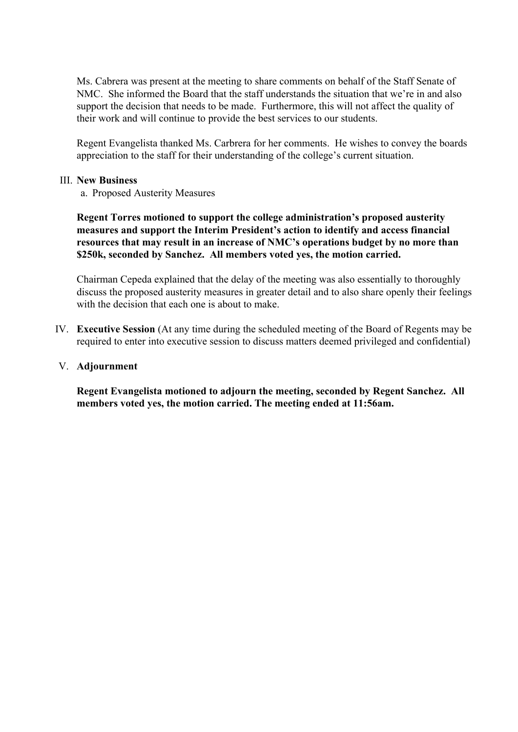Ms. Cabrera was present at the meeting to share comments on behalf of the Staff Senate of NMC. She informed the Board that the staff understands the situation that we're in and also support the decision that needs to be made. Furthermore, this will not affect the quality of their work and will continue to provide the best services to our students.

Regent Evangelista thanked Ms. Carbrera for her comments. He wishes to convey the boards appreciation to the staff for their understanding of the college's current situation.

III. **New Business**

a. Proposed Austerity Measures

**Regent Torres motioned to support the college administration's proposed austerity measures and support the Interim President's action to identify and access financial resources that may result in an increase of NMC's operations budget by no more than $250k, seconded by Sanchez. All members voted yes, the motion carried.**

Chairman Cepeda explained that the delay of the meeting was also essentially to thoroughly discuss the proposed austerity measures in greater detail and to also share openly their feelings with the decision that each one is about to make.

IV. **Executive Session** (At any time during the scheduled meeting of the Board of Regents may be required to enter into executive session to discuss matters deemed privileged and confidential)

V. **Adjournment**

**Regent Evangelista motioned to adjourn the meeting, seconded by Regent Sanchez. All members voted yes, the motion carried. The meeting ended at 11:56am.**